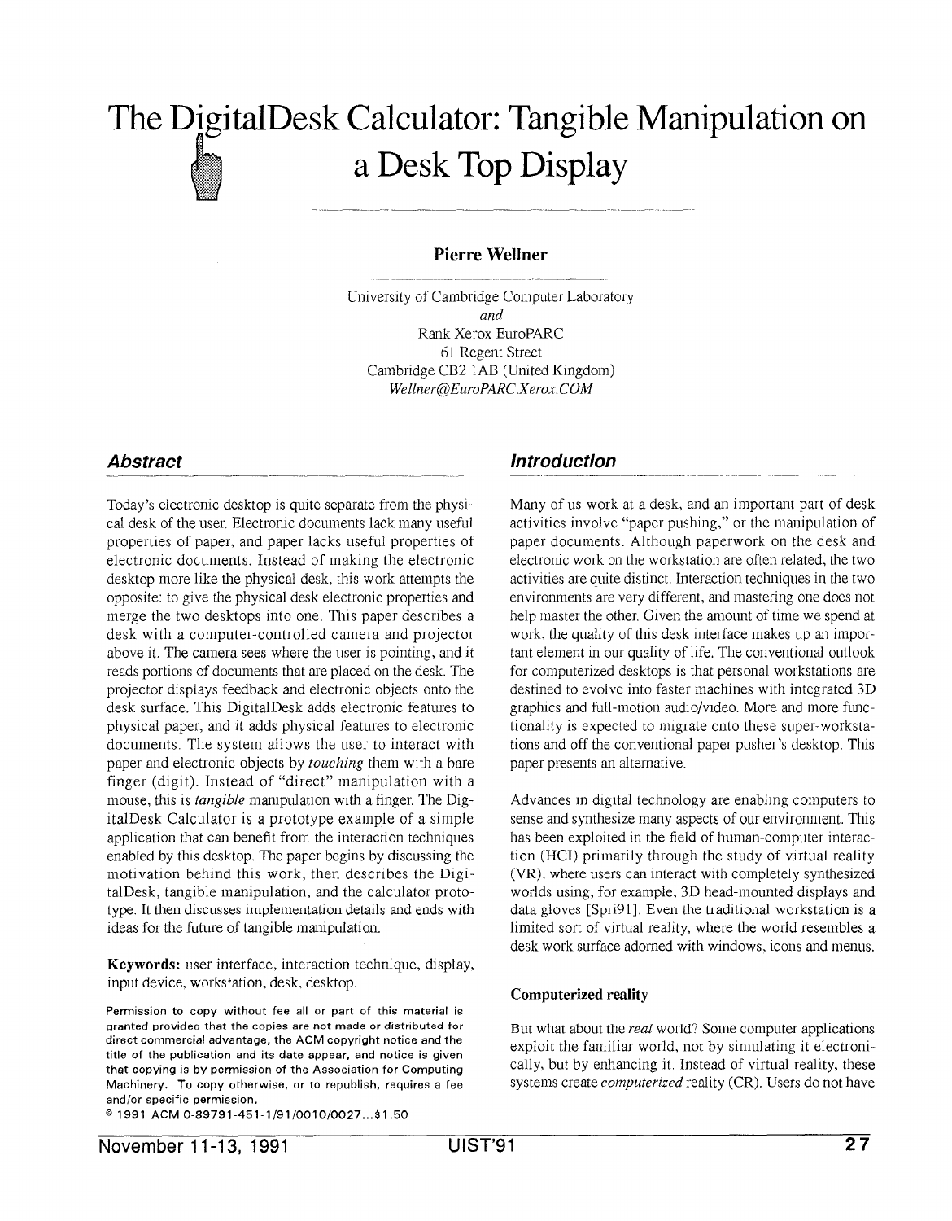# The DigitalDesk Calculator: Tangible Manipulation on a Desk Top Display

**Pierre Wellner**

University of Cambridge Computer Laboratory
*and*
Rank Xerox EuroPARC
61 Regent Street
Cambridge CB2 1AB (United Kingdom)
*Wellner@EuroPARC.Xerox.COM*

## Abstract

Today's electronic desktop is quite separate from the physical desk of the user. Electronic documents lack many useful properties of paper, and paper lacks useful properties of electronic documents. Instead of making the electronic desktop more like the physical desk, this work attempts the opposite: to give the physical desk electronic properties and merge the two desktops into one. This paper describes a desk with a computer-controlled camera and projector above it. The camera sees where the user is pointing, and it reads portions of documents that are placed on the desk. The projector displays feedback and electronic objects onto the desk surface. This DigitalDesk adds electronic features to physical paper, and it adds physical features to electronic documents. The system allows the user to interact with paper and electronic objects by *touching* them with a bare finger (digit). Instead of "direct" manipulation with a mouse, this is *tangible* manipulation with a finger. The DigitalDesk Calculator is a prototype example of a simple application that can benefit from the interaction techniques enabled by this desktop. The paper begins by discussing the motivation behind this work, then describes the DigitalDesk, tangible manipulation, and the calculator prototype. It then discusses implementation details and ends with ideas for the future of tangible manipulation.

**Keywords:** user interface, interaction technique, display, input device, workstation, desk, desktop.

Permission to copy without fee all or part of this material is granted provided that the copies are not made or distributed for direct commercial advantage, the ACM copyright notice and the title of the publication and its date appear, and notice is given that copying is by permission of the Association for Computing Machinery. To copy otherwise, or to republish, requires a fee and/or specific permission.
© 1991 ACM 0-89791-451-1/91/0010/0027...$1.50

## Introduction

Many of us work at a desk, and an important part of desk activities involve "paper pushing," or the manipulation of paper documents. Although paperwork on the desk and electronic work on the workstation are often related, the two activities are quite distinct. Interaction techniques in the two environments are very different, and mastering one does not help master the other. Given the amount of time we spend at work, the quality of this desk interface makes up an important element in our quality of life. The conventional outlook for computerized desktops is that personal workstations are destined to evolve into faster machines with integrated 3D graphics and full-motion audio/video. More and more functionality is expected to migrate onto these super-workstations and off the conventional paper pusher's desktop. This paper presents an alternative.

Advances in digital technology are enabling computers to sense and synthesize many aspects of our environment. This has been exploited in the field of human-computer interaction (HCI) primarily through the study of virtual reality (VR), where users can interact with completely synthesized worlds using, for example, 3D head-mounted displays and data gloves [Spri91]. Even the traditional workstation is a limited sort of virtual reality, where the world resembles a desk work surface adorned with windows, icons and menus.

### Computerized reality

But what about the *real* world? Some computer applications exploit the familiar world, not by simulating it electronically, but by enhancing it. Instead of virtual reality, these systems create *computerized* reality (CR). Users do not have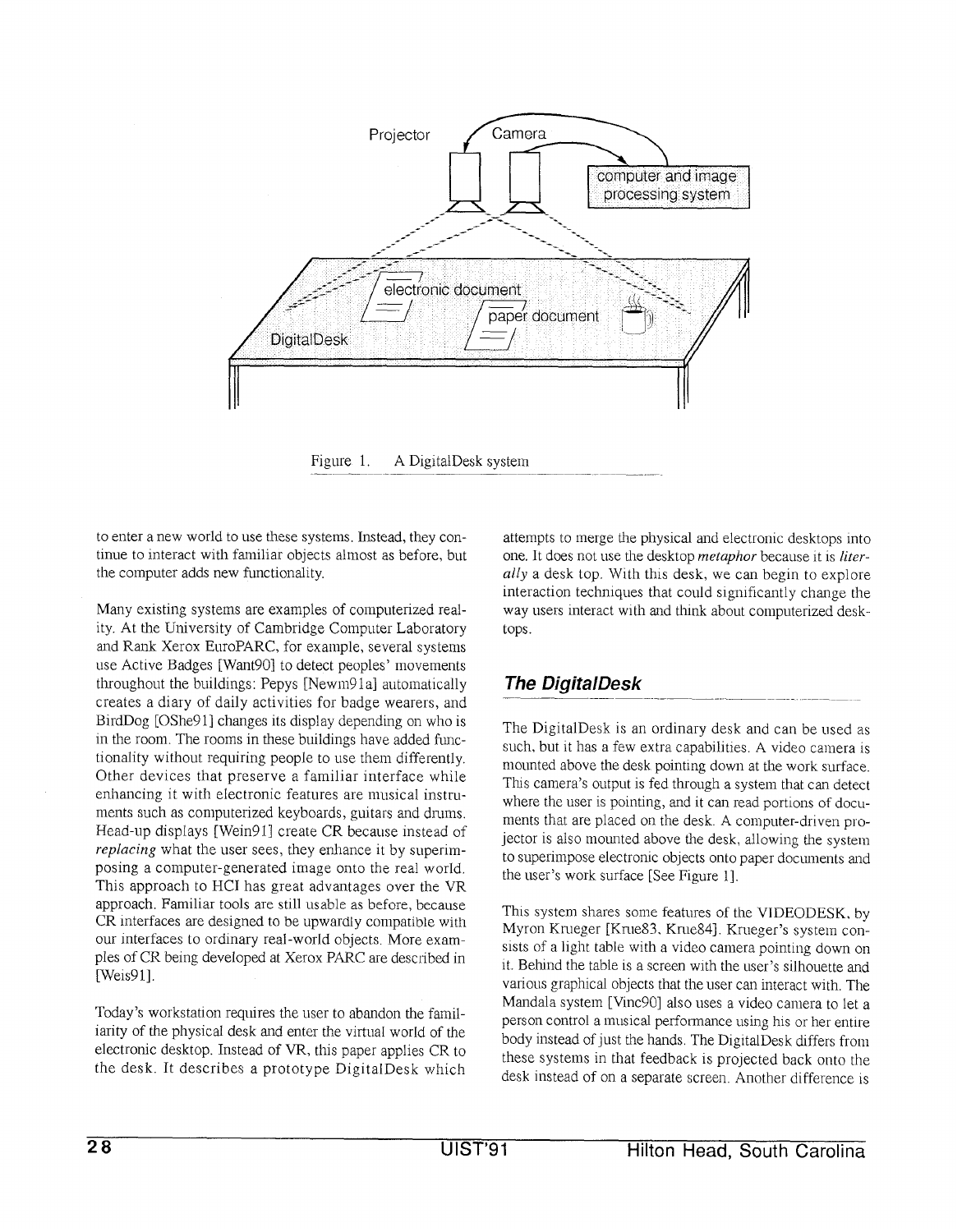Figure 1. A DigitalDesk system

to enter a new world to use these systems. Instead, they continue to interact with familiar objects almost as before, but the computer adds new functionality.

Many existing systems are examples of computerized reality. At the University of Cambridge Computer Laboratory and Rank Xerox EuroPARC, for example, several systems use Active Badges [Want90] to detect peoples' movements throughout the buildings: Pepys [Newm91a] automatically creates a diary of daily activities for badge wearers, and BirdDog [OShe91] changes its display depending on who is in the room. The rooms in these buildings have added functionality without requiring people to use them differently. Other devices that preserve a familiar interface while enhancing it with electronic features are musical instruments such as computerized keyboards, guitars and drums. Head-up displays [Wein91] create CR because instead of *replacing* what the user sees, they enhance it by superimposing a computer-generated image onto the real world. This approach to HCI has great advantages over the VR approach. Familiar tools are still usable as before, because CR interfaces are designed to be upwardly compatible with our interfaces to ordinary real-world objects. More examples of CR being developed at Xerox PARC are described in [Weis91].

Today's workstation requires the user to abandon the familiarity of the physical desk and enter the virtual world of the electronic desktop. Instead of VR, this paper applies CR to the desk. It describes a prototype DigitalDesk which attempts to merge the physical and electronic desktops into one. It does not use the desktop *metaphor* because it is *literally* a desk top. With this desk, we can begin to explore interaction techniques that could significantly change the way users interact with and think about computerized desktops.

## The DigitalDesk

The DigitalDesk is an ordinary desk and can be used as such, but it has a few extra capabilities. A video camera is mounted above the desk pointing down at the work surface. This camera's output is fed through a system that can detect where the user is pointing, and it can read portions of documents that are placed on the desk. A computer-driven projector is also mounted above the desk, allowing the system to superimpose electronic objects onto paper documents and the user's work surface [See Figure 1].

This system shares some features of the VIDEODESK, by Myron Krueger [Krue83, Krue84]. Krueger's system consists of a light table with a video camera pointing down on it. Behind the table is a screen with the user's silhouette and various graphical objects that the user can interact with. The Mandala system [Vinc90] also uses a video camera to let a person control a musical performance using his or her entire body instead of just the hands. The DigitalDesk differs from these systems in that feedback is projected back onto the desk instead of on a separate screen. Another difference is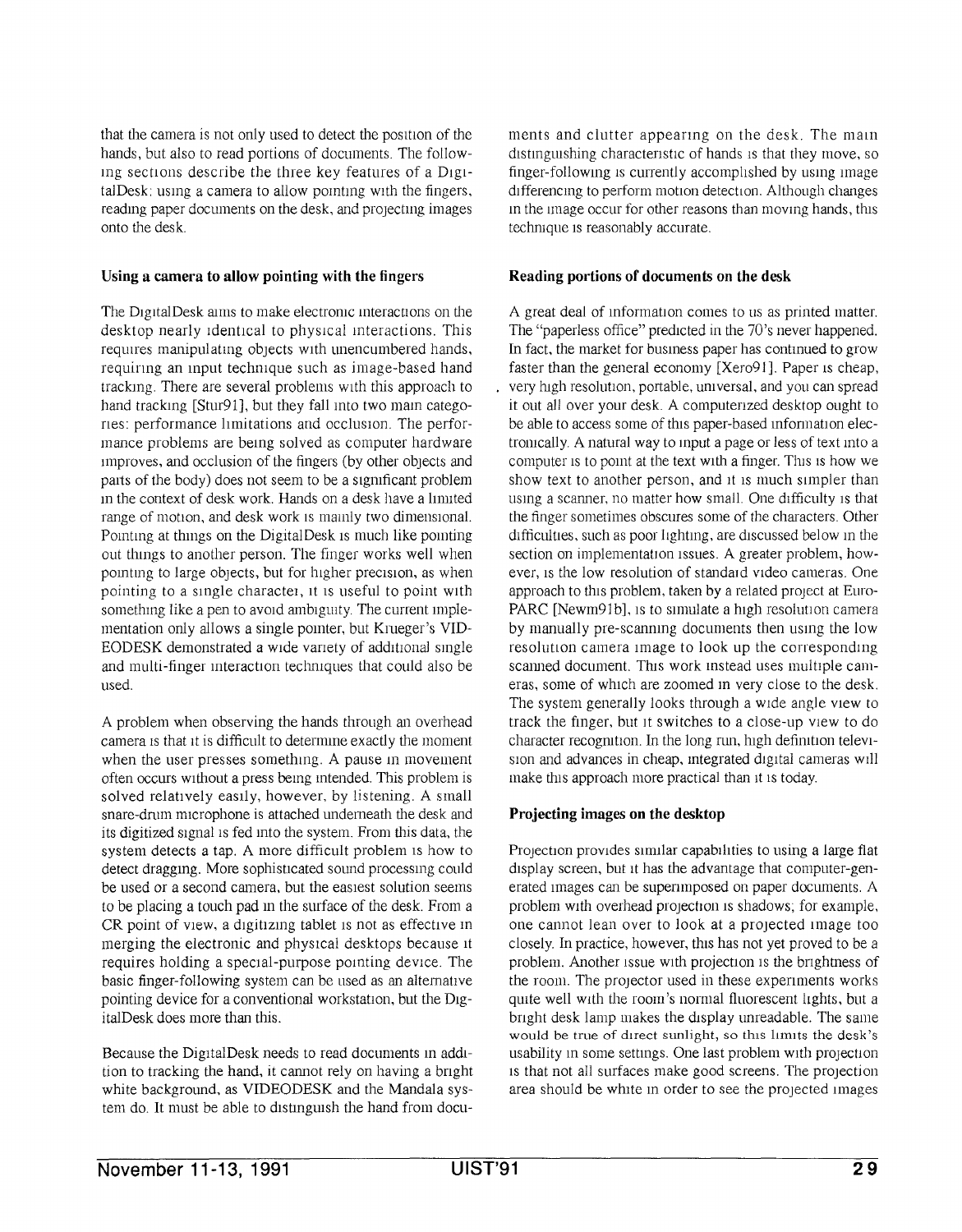that the camera is not only used to detect the position of the hands, but also to read portions of documents. The following sections describe the three key features of a DigitalDesk: using a camera to allow pointing with the fingers, reading paper documents on the desk, and projecting images onto the desk.

### Using a camera to allow pointing with the fingers

The DigitalDesk aims to make electronic interactions on the desktop nearly identical to physical interactions. This requires manipulating objects with unencumbered hands, requiring an input technique such as image-based hand tracking. There are several problems with this approach to hand tracking [Stur91], but they fall into two main categories: performance limitations and occlusion. The performance problems are being solved as computer hardware improves, and occlusion of the fingers (by other objects and parts of the body) does not seem to be a significant problem in the context of desk work. Hands on a desk have a limited range of motion, and desk work is mainly two dimensional. Pointing at things on the DigitalDesk is much like pointing out things to another person. The finger works well when pointing to large objects, but for higher precision, as when pointing to a single character, it is useful to point with something like a pen to avoid ambiguity. The current implementation only allows a single pointer, but Krueger's VIDEODESK demonstrated a wide variety of additional single and multi-finger interaction techniques that could also be used.

A problem when observing the hands through an overhead camera is that it is difficult to determine exactly the moment when the user presses something. A pause in movement often occurs without a press being intended. This problem is solved relatively easily, however, by listening. A small snare-drum microphone is attached underneath the desk and its digitized signal is fed into the system. From this data, the system detects a tap. A more difficult problem is how to detect dragging. More sophisticated sound processing could be used or a second camera, but the easiest solution seems to be placing a touch pad in the surface of the desk. From a CR point of view, a digitizing tablet is not as effective in merging the electronic and physical desktops because it requires holding a special-purpose pointing device. The basic finger-following system can be used as an alternative pointing device for a conventional workstation, but the DigitalDesk does more than this.

Because the DigitalDesk needs to read documents in addition to tracking the hand, it cannot rely on having a bright white background, as VIDEODESK and the Mandala system do. It must be able to distinguish the hand from documents and clutter appearing on the desk. The main distinguishing characteristic of hands is that they move, so finger-following is currently accomplished by using image differencing to perform motion detection. Although changes in the image occur for other reasons than moving hands, this technique is reasonably accurate.

### Reading portions of documents on the desk

A great deal of information comes to us as printed matter. The "paperless office" predicted in the 70's never happened. In fact, the market for business paper has continued to grow faster than the general economy [Xero91]. Paper is cheap, very high resolution, portable, universal, and you can spread it out all over your desk. A computerized desktop ought to be able to access some of this paper-based information electronically. A natural way to input a page or less of text into a computer is to point at the text with a finger. This is how we show text to another person, and it is much simpler than using a scanner, no matter how small. One difficulty is that the finger sometimes obscures some of the characters. Other difficulties, such as poor lighting, are discussed below in the section on implementation issues. A greater problem, however, is the low resolution of standard video cameras. One approach to this problem, taken by a related project at EuroPARC [Newm91b], is to simulate a high resolution camera by manually pre-scanning documents then using the low resolution camera image to look up the corresponding scanned document. This work instead uses multiple cameras, some of which are zoomed in very close to the desk. The system generally looks through a wide angle view to track the finger, but it switches to a close-up view to do character recognition. In the long run, high definition television and advances in cheap, integrated digital cameras will make this approach more practical than it is today.

### Projecting images on the desktop

Projection provides similar capabilities to using a large flat display screen, but it has the advantage that computer-generated images can be superimposed on paper documents. A problem with overhead projection is shadows; for example, one cannot lean over to look at a projected image too closely. In practice, however, this has not yet proved to be a problem. Another issue with projection is the brightness of the room. The projector used in these experiments works quite well with the room's normal fluorescent lights, but a bright desk lamp makes the display unreadable. The same would be true of direct sunlight, so this limits the desk's usability in some settings. One last problem with projection is that not all surfaces make good screens. The projection area should be white in order to see the projected images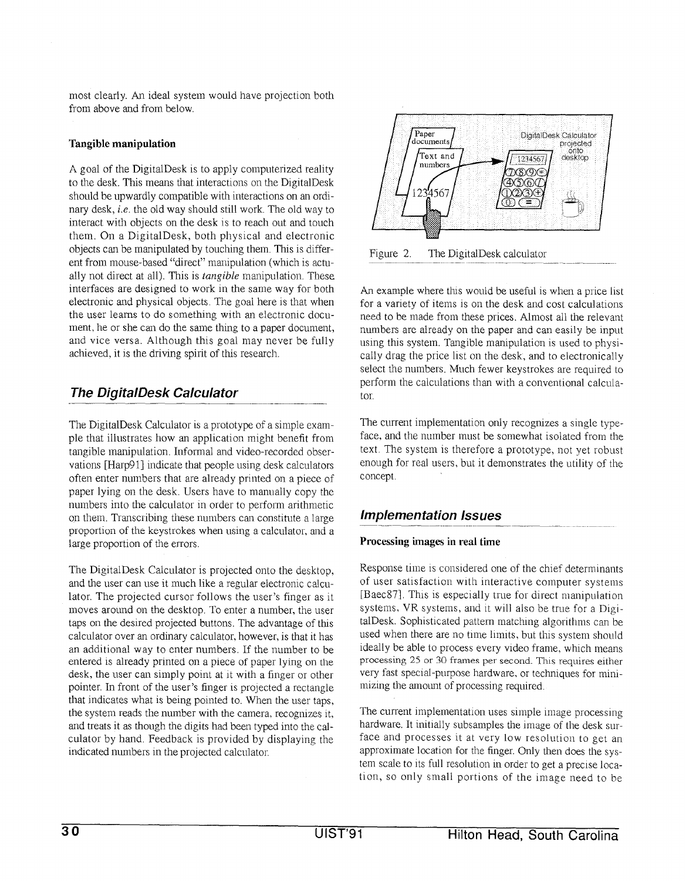most clearly. An ideal system would have projection both from above and from below.

**Tangible manipulation**

A goal of the DigitalDesk is to apply computerized reality to the desk. This means that interactions on the DigitalDesk should be upwardly compatible with interactions on an ordinary desk, *i.e.* the old way should still work. The old way to interact with objects on the desk is to reach out and touch them. On a DigitalDesk, both physical and electronic objects can be manipulated by touching them. This is different from mouse-based "direct" manipulation (which is actually not direct at all). This is *tangible* manipulation. These interfaces are designed to work in the same way for both electronic and physical objects. The goal here is that when the user learns to do something with an electronic document, he or she can do the same thing to a paper document, and vice versa. Although this goal may never be fully achieved, it is the driving spirit of this research.

## *The DigitalDesk Calculator*

The DigitalDesk Calculator is a prototype of a simple example that illustrates how an application might benefit from tangible manipulation. Informal and video-recorded observations [Harp91] indicate that people using desk calculators often enter numbers that are already printed on a piece of paper lying on the desk. Users have to manually copy the numbers into the calculator in order to perform arithmetic on them. Transcribing these numbers can constitute a large proportion of the keystrokes when using a calculator, and a large proportion of the errors.

The DigitalDesk Calculator is projected onto the desktop, and the user can use it much like a regular electronic calculator. The projected cursor follows the user's finger as it moves around on the desktop. To enter a number, the user taps on the desired projected buttons. The advantage of this calculator over an ordinary calculator, however, is that it has an additional way to enter numbers. If the number to be entered is already printed on a piece of paper lying on the desk, the user can simply point at it with a finger or other pointer. In front of the user's finger is projected a rectangle that indicates what is being pointed to. When the user taps, the system reads the number with the camera, recognizes it, and treats it as though the digits had been typed into the calculator by hand. Feedback is provided by displaying the indicated numbers in the projected calculator.

Figure 2. The DigitalDesk calculator

An example where this would be useful is when a price list for a variety of items is on the desk and cost calculations need to be made from these prices. Almost all the relevant numbers are already on the paper and can easily be input using this system. Tangible manipulation is used to physically drag the price list on the desk, and to electronically select the numbers. Much fewer keystrokes are required to perform the calculations than with a conventional calculator.

The current implementation only recognizes a single typeface, and the number must be somewhat isolated from the text. The system is therefore a prototype, not yet robust enough for real users, but it demonstrates the utility of the concept.

## *Implementation Issues*

**Processing images in real time**

Response time is considered one of the chief determinants of user satisfaction with interactive computer systems [Baec87]. This is especially true for direct manipulation systems, VR systems, and it will also be true for a DigitalDesk. Sophisticated pattern matching algorithms can be used when there are no time limits, but this system should ideally be able to process every video frame, which means processing 25 or 30 frames per second. This requires either very fast special-purpose hardware, or techniques for minimizing the amount of processing required.

The current implementation uses simple image processing hardware. It initially subsamples the image of the desk surface and processes it at very low resolution to get an approximate location for the finger. Only then does the system scale to its full resolution in order to get a precise location, so only small portions of the image need to be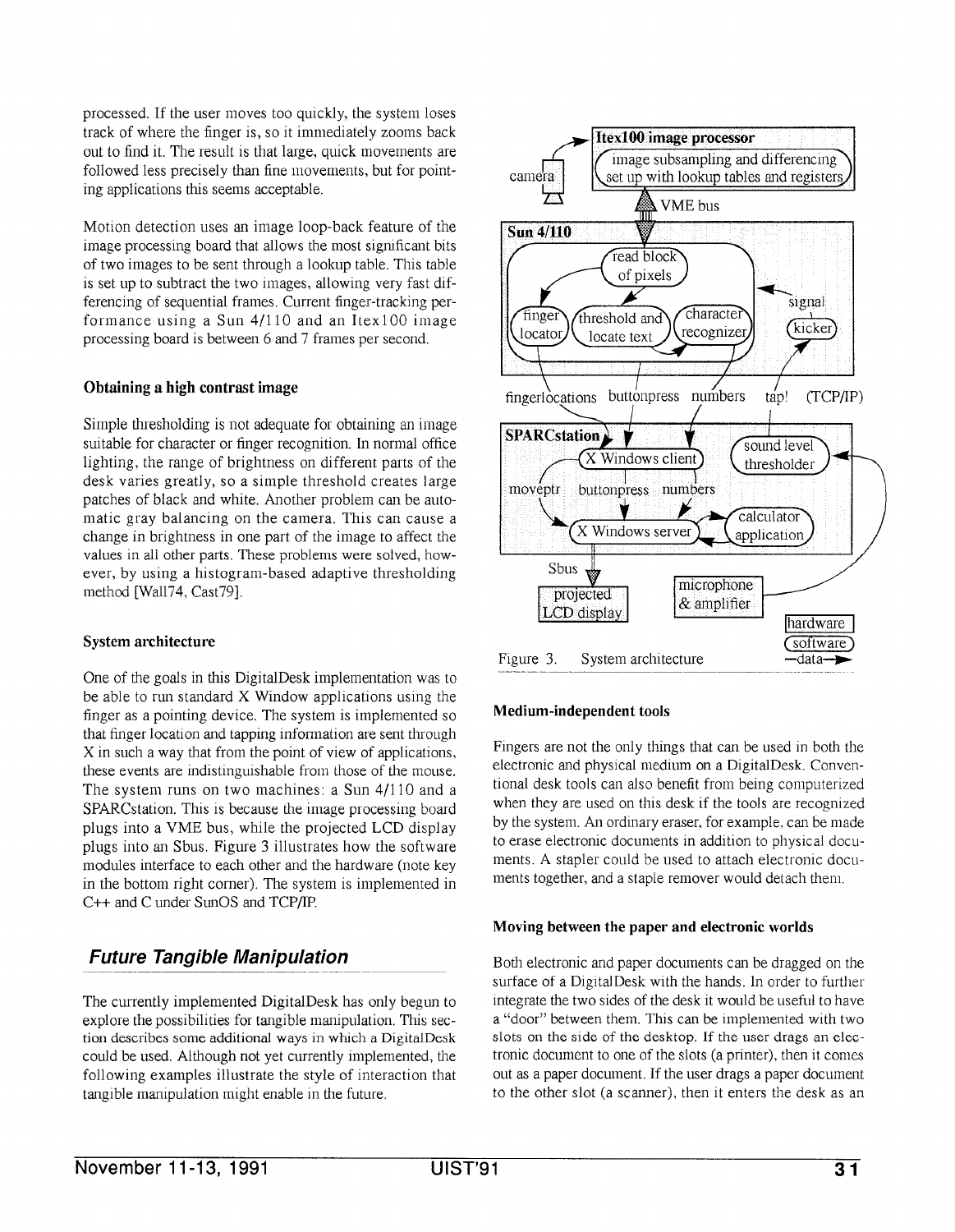processed. If the user moves too quickly, the system loses track of where the finger is, so it immediately zooms back out to find it. The result is that large, quick movements are followed less precisely than fine movements, but for pointing applications this seems acceptable.

Motion detection uses an image loop-back feature of the image processing board that allows the most significant bits of two images to be sent through a lookup table. This table is set up to subtract the two images, allowing very fast differencing of sequential frames. Current finger-tracking performance using a Sun 4/110 and an Itex100 image processing board is between 6 and 7 frames per second.

### Obtaining a high contrast image

Simple thresholding is not adequate for obtaining an image suitable for character or finger recognition. In normal office lighting, the range of brightness on different parts of the desk varies greatly, so a simple threshold creates large patches of black and white. Another problem can be automatic gray balancing on the camera. This can cause a change in brightness in one part of the image to affect the values in all other parts. These problems were solved, however, by using a histogram-based adaptive thresholding method [Wall74, Cast79].

### System architecture

One of the goals in this DigitalDesk implementation was to be able to run standard X Window applications using the finger as a pointing device. The system is implemented so that finger location and tapping information are sent through X in such a way that from the point of view of applications, these events are indistinguishable from those of the mouse. The system runs on two machines: a Sun 4/110 and a SPARCstation. This is because the image processing board plugs into a VME bus, while the projected LCD display plugs into an Sbus. Figure 3 illustrates how the software modules interface to each other and the hardware (note key in the bottom right corner). The system is implemented in C++ and C under SunOS and TCP/IP.

## Future Tangible Manipulation

The currently implemented DigitalDesk has only begun to explore the possibilities for tangible manipulation. This section describes some additional ways in which a DigitalDesk could be used. Although not yet currently implemented, the following examples illustrate the style of interaction that tangible manipulation might enable in the future.

Figure 3. System architecture

### Medium-independent tools

Fingers are not the only things that can be used in both the electronic and physical medium on a DigitalDesk. Conventional desk tools can also benefit from being computerized when they are used on this desk if the tools are recognized by the system. An ordinary eraser, for example, can be made to erase electronic documents in addition to physical documents. A stapler could be used to attach electronic documents together, and a staple remover would detach them.

### Moving between the paper and electronic worlds

Both electronic and paper documents can be dragged on the surface of a DigitalDesk with the hands. In order to further integrate the two sides of the desk it would be useful to have a "door" between them. This can be implemented with two slots on the side of the desktop. If the user drags an electronic document to one of the slots (a printer), then it comes out as a paper document. If the user drags a paper document to the other slot (a scanner), then it enters the desk as an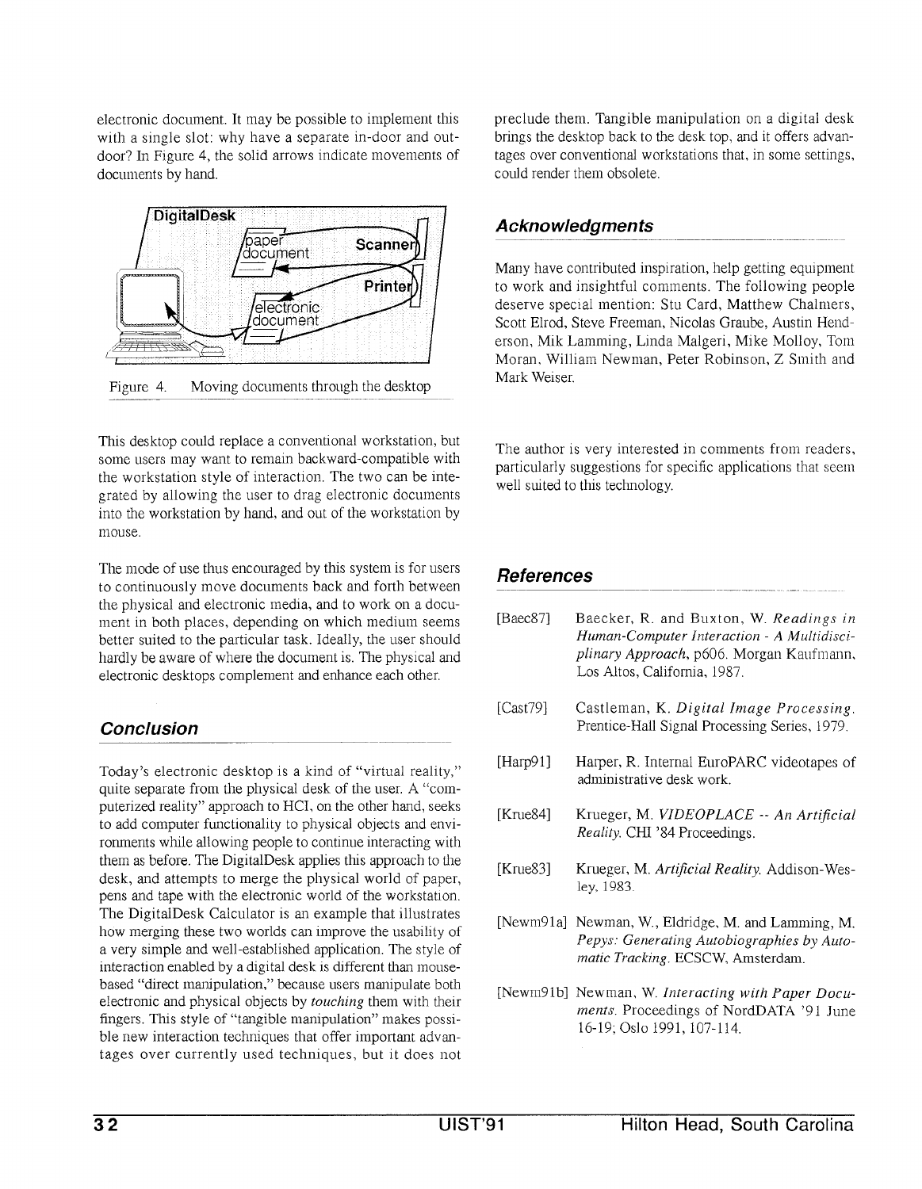electronic document. It may be possible to implement this with a single slot: why have a separate in-door and out-door? In Figure 4, the solid arrows indicate movements of documents by hand.

Figure 4. Moving documents through the desktop

This desktop could replace a conventional workstation, but some users may want to remain backward-compatible with the workstation style of interaction. The two can be integrated by allowing the user to drag electronic documents into the workstation by hand, and out of the workstation by mouse.

The mode of use thus encouraged by this system is for users to continuously move documents back and forth between the physical and electronic media, and to work on a document in both places, depending on which medium seems better suited to the particular task. Ideally, the user should hardly be aware of where the document is. The physical and electronic desktops complement and enhance each other.

## Conclusion

Today's electronic desktop is a kind of "virtual reality," quite separate from the physical desk of the user. A "computerized reality" approach to HCI, on the other hand, seeks to add computer functionality to physical objects and environments while allowing people to continue interacting with them as before. The DigitalDesk applies this approach to the desk, and attempts to merge the physical world of paper, pens and tape with the electronic world of the workstation. The DigitalDesk Calculator is an example that illustrates how merging these two worlds can improve the usability of a very simple and well-established application. The style of interaction enabled by a digital desk is different than mouse-based "direct manipulation," because users manipulate both electronic and physical objects by *touching* them with their fingers. This style of "tangible manipulation" makes possible new interaction techniques that offer important advantages over currently used techniques, but it does not preclude them. Tangible manipulation on a digital desk brings the desktop back to the desk top, and it offers advantages over conventional workstations that, in some settings, could render them obsolete.

## Acknowledgments

Many have contributed inspiration, help getting equipment to work and insightful comments. The following people deserve special mention: Stu Card, Matthew Chalmers, Scott Elrod, Steve Freeman, Nicolas Graube, Austin Henderson, Mik Lamming, Linda Malgeri, Mike Molloy, Tom Moran, William Newman, Peter Robinson, Z Smith and Mark Weiser.

The author is very interested in comments from readers, particularly suggestions for specific applications that seem well suited to this technology.

## References

[Baec87] Baecker, R. and Buxton, W. *Readings in Human-Computer Interaction - A Multidisciplinary Approach*, p606. Morgan Kaufmann, Los Altos, California, 1987.

[Cast79] Castleman, K. *Digital Image Processing*. Prentice-Hall Signal Processing Series, 1979.

[Harp91] Harper, R. Internal EuroPARC videotapes of administrative desk work.

[Krue84] Krueger, M. *VIDEOPLACE -- An Artificial Reality*. CHI '84 Proceedings.

[Krue83] Krueger, M. *Artificial Reality*. Addison-Wesley, 1983.

[Newm91a] Newman, W., Eldridge, M. and Lamming, M. *Pepys: Generating Autobiographies by Automatic Tracking*. ECSCW, Amsterdam.

[Newm91b] Newman, W. *Interacting with Paper Documents*. Proceedings of NordDATA '91 June 16-19; Oslo 1991, 107-114.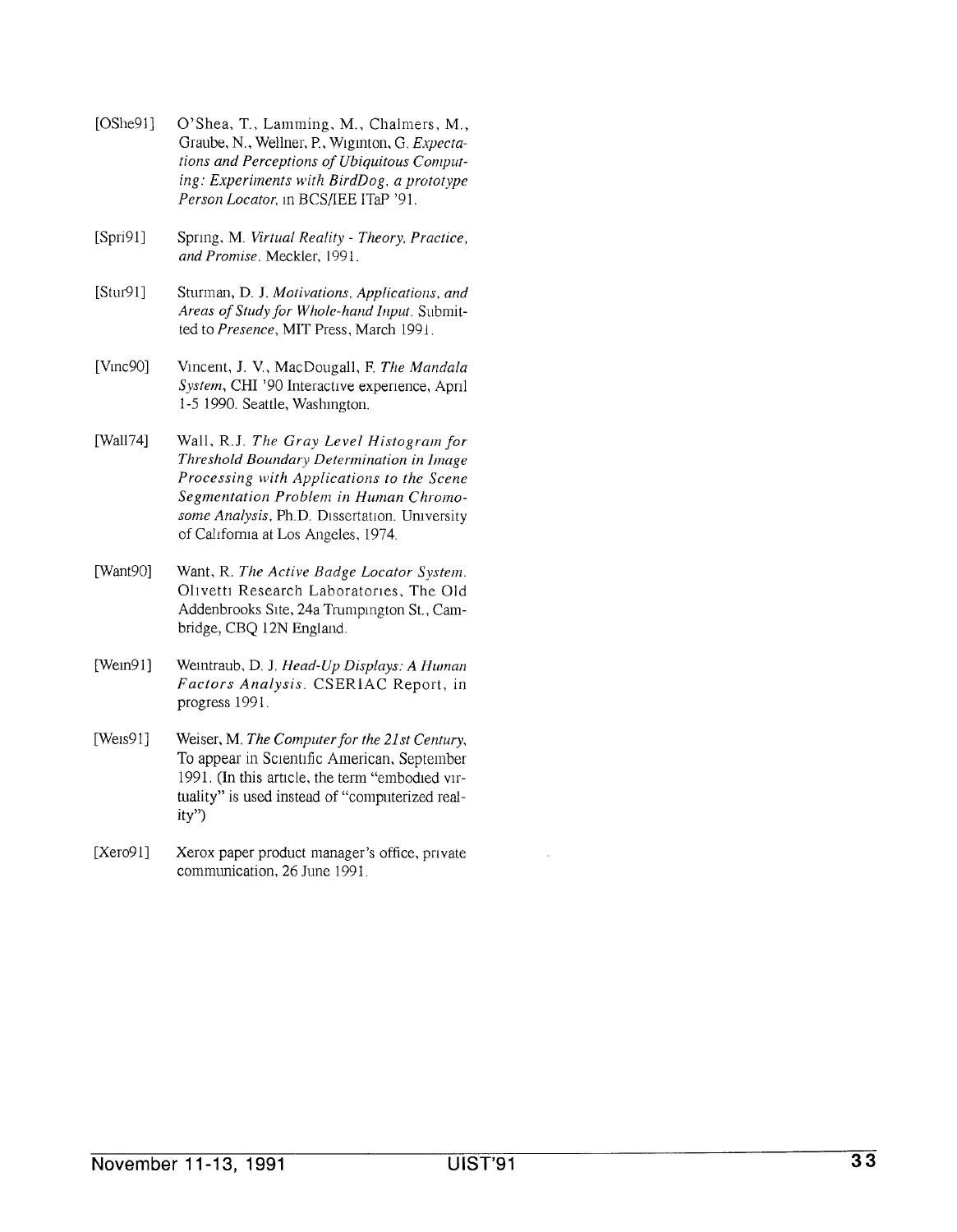[OShe91] O'Shea, T., Lamming, M., Chalmers, M., Graube, N., Wellner, P., Wiginton, G. *Expectations and Perceptions of Ubiquitous Computing: Experiments with BirdDog, a prototype Person Locator,* in BCS/IEE ITaP '91.

[Spri91] Spring, M. *Virtual Reality - Theory, Practice, and Promise.* Meckler, 1991.

[Stur91] Sturman, D. J. *Motivations, Applications, and Areas of Study for Whole-hand Input.* Submitted to *Presence*, MIT Press, March 1991.

[Vinc90] Vincent, J. V., MacDougall, F. *The Mandala System*, CHI '90 Interactive experience, April 1-5 1990. Seattle, Washington.

[Wall74] Wall, R.J. *The Gray Level Histogram for Threshold Boundary Determination in Image Processing with Applications to the Scene Segmentation Problem in Human Chromosome Analysis*, Ph.D. Dissertation. University of California at Los Angeles, 1974.

[Want90] Want, R. *The Active Badge Locator System.* Olivetti Research Laboratories, The Old Addenbrooks Site, 24a Trumpington St., Cambridge, CBQ 12N England.

[Wein91] Weintraub, D. J. *Head-Up Displays: A Human Factors Analysis.* CSERIAC Report, in progress 1991.

[Weis91] Weiser, M. *The Computer for the 21st Century*, To appear in Scientific American, September 1991. (In this article, the term "embodied virtuality" is used instead of "computerized reality")

[Xero91] Xerox paper product manager's office, private communication, 26 June 1991.